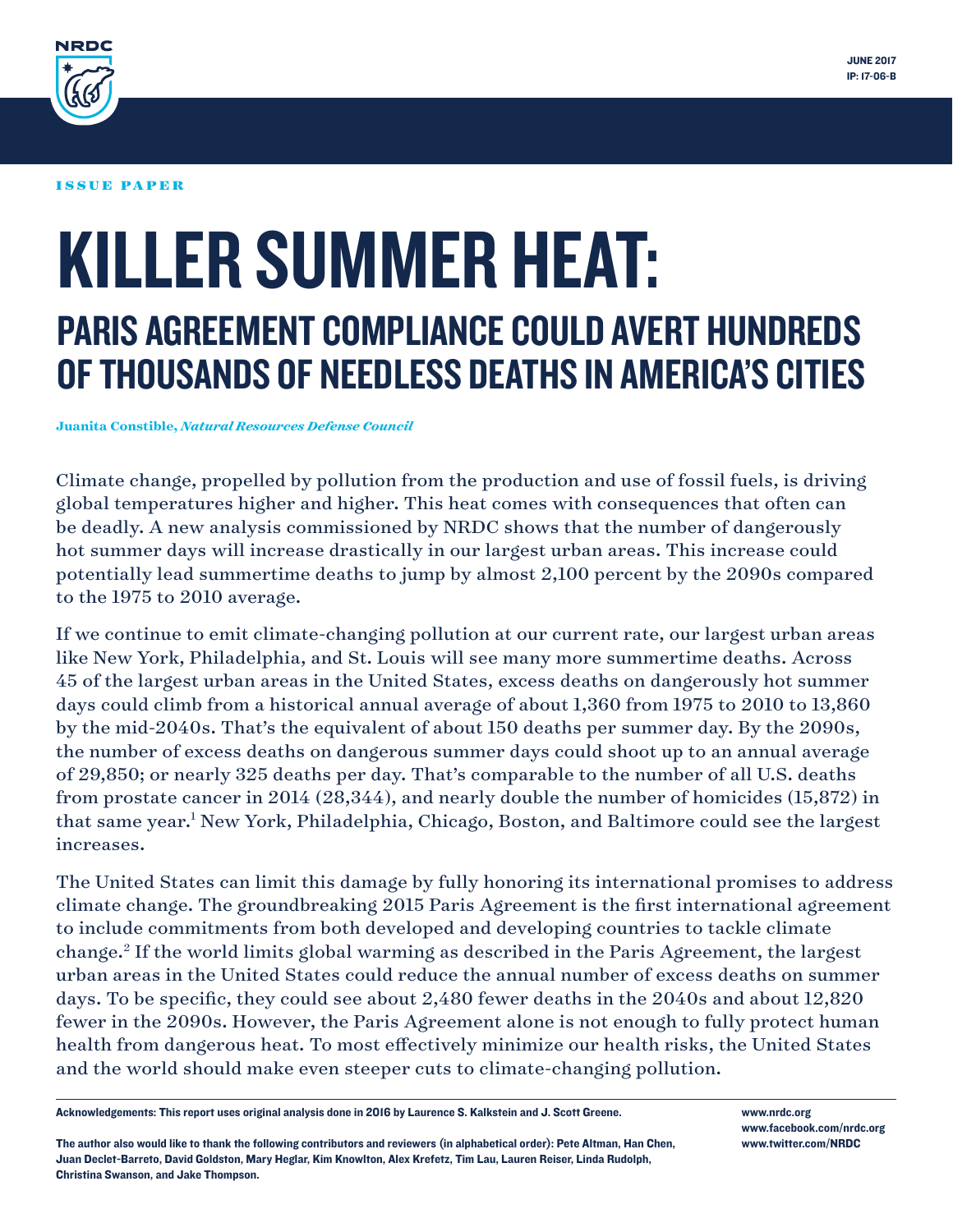NRDC

JUNE 2017
IP: 17-06-B

ISSUE PAPER

# KILLER SUMMER HEAT:

## PARIS AGREEMENT COMPLIANCE COULD AVERT HUNDREDS OF THOUSANDS OF NEEDLESS DEATHS IN AMERICA'S CITIES

**Juanita Constible,** ***Natural Resources Defense Council***

Climate change, propelled by pollution from the production and use of fossil fuels, is driving global temperatures higher and higher. This heat comes with consequences that often can be deadly. A new analysis commissioned by NRDC shows that the number of dangerously hot summer days will increase drastically in our largest urban areas. This increase could potentially lead summertime deaths to jump by almost 2,100 percent by the 2090s compared to the 1975 to 2010 average.

If we continue to emit climate-changing pollution at our current rate, our largest urban areas like New York, Philadelphia, and St. Louis will see many more summertime deaths. Across 45 of the largest urban areas in the United States, excess deaths on dangerously hot summer days could climb from a historical annual average of about 1,360 from 1975 to 2010 to 13,860 by the mid-2040s. That's the equivalent of about 150 deaths per summer day. By the 2090s, the number of excess deaths on dangerous summer days could shoot up to an annual average of 29,850; or nearly 325 deaths per day. That's comparable to the number of all U.S. deaths from prostate cancer in 2014 (28,344), and nearly double the number of homicides (15,872) in that same year.[1] New York, Philadelphia, Chicago, Boston, and Baltimore could see the largest increases.

The United States can limit this damage by fully honoring its international promises to address climate change. The groundbreaking 2015 Paris Agreement is the first international agreement to include commitments from both developed and developing countries to tackle climate change.[2] If the world limits global warming as described in the Paris Agreement, the largest urban areas in the United States could reduce the annual number of excess deaths on summer days. To be specific, they could see about 2,480 fewer deaths in the 2040s and about 12,820 fewer in the 2090s. However, the Paris Agreement alone is not enough to fully protect human health from dangerous heat. To most effectively minimize our health risks, the United States and the world should make even steeper cuts to climate-changing pollution.

---

**Acknowledgements: This report uses original analysis done in 2016 by Laurence S. Kalkstein and J. Scott Greene.**

**The author also would like to thank the following contributors and reviewers (in alphabetical order): Pete Altman, Han Chen, Juan Declet-Barreto, David Goldston, Mary Heglar, Kim Knowlton, Alex Krefetz, Tim Lau, Lauren Reiser, Linda Rudolph, Christina Swanson, and Jake Thompson.**

**www.nrdc.org**
**www.facebook.com/nrdc.org**
**www.twitter.com/NRDC**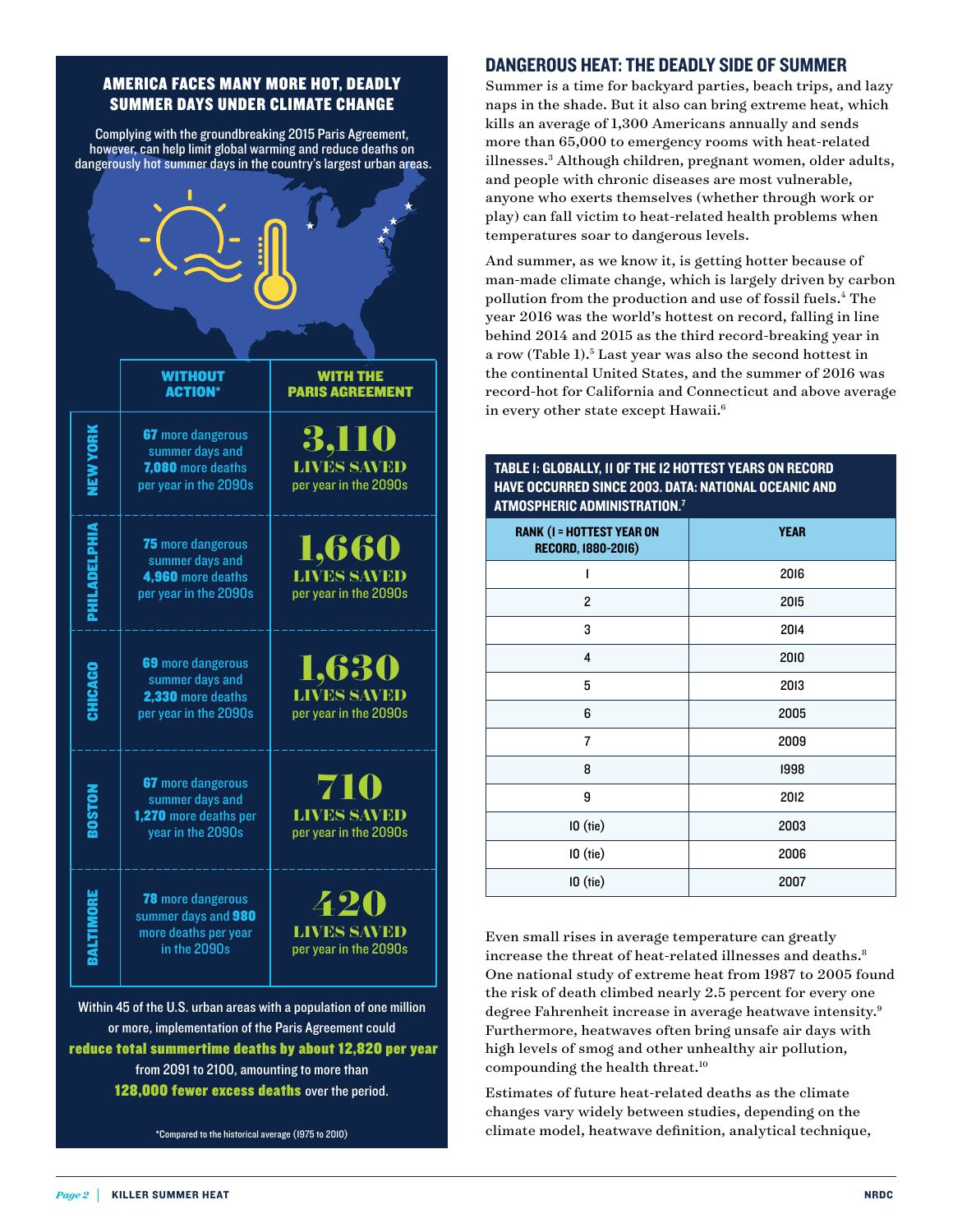## AMERICA FACES MANY MORE HOT, DEADLY SUMMER DAYS UNDER CLIMATE CHANGE

Complying with the groundbreaking 2015 Paris Agreement, however, can help limit global warming and reduce deaths on dangerously hot summer days in the country's largest urban areas.

| | WITHOUT ACTION* | WITH THE PARIS AGREEMENT |
|---|---|---|
| NEW YORK | **67** more dangerous summer days and **7,080** more deaths per year in the 2090s | **3,110** LIVES SAVED per year in the 2090s |
| PHILADELPHIA | **75** more dangerous summer days and **4,960** more deaths per year in the 2090s | **1,660** LIVES SAVED per year in the 2090s |
| CHICAGO | **69** more dangerous summer days and **2,330** more deaths per year in the 2090s | **1,630** LIVES SAVED per year in the 2090s |
| BOSTON | **67** more dangerous summer days and **1,270** more deaths per year in the 2090s | **710** LIVES SAVED per year in the 2090s |
| BALTIMORE | **78** more dangerous summer days and **980** more deaths per year in the 2090s | **420** LIVES SAVED per year in the 2090s |

Within 45 of the U.S. urban areas with a population of one million or more, implementation of the Paris Agreement could **reduce total summertime deaths by about 12,820 per year** from 2091 to 2100, amounting to more than **128,000 fewer excess deaths** over the period.

*Compared to the historical average (1975 to 2010)

## DANGEROUS HEAT: THE DEADLY SIDE OF SUMMER

Summer is a time for backyard parties, beach trips, and lazy naps in the shade. But it also can bring extreme heat, which kills an average of 1,300 Americans annually and sends more than 65,000 to emergency rooms with heat-related illnesses.[3] Although children, pregnant women, older adults, and people with chronic diseases are most vulnerable, anyone who exerts themselves (whether through work or play) can fall victim to heat-related health problems when temperatures soar to dangerous levels.

And summer, as we know it, is getting hotter because of man-made climate change, which is largely driven by carbon pollution from the production and use of fossil fuels.[4] The year 2016 was the world's hottest on record, falling in line behind 2014 and 2015 as the third record-breaking year in a row (Table 1).[5] Last year was also the second hottest in the continental United States, and the summer of 2016 was record-hot for California and Connecticut and above average in every other state except Hawaii.[6]

**TABLE 1: GLOBALLY, 11 OF THE 12 HOTTEST YEARS ON RECORD HAVE OCCURRED SINCE 2003. DATA: NATIONAL OCEANIC AND ATMOSPHERIC ADMINISTRATION.[7]**

| RANK (1 = HOTTEST YEAR ON RECORD, 1880-2016) | YEAR |
|---|---|
| 1 | 2016 |
| 2 | 2015 |
| 3 | 2014 |
| 4 | 2010 |
| 5 | 2013 |
| 6 | 2005 |
| 7 | 2009 |
| 8 | 1998 |
| 9 | 2012 |
| 10 (tie) | 2003 |
| 10 (tie) | 2006 |
| 10 (tie) | 2007 |

Even small rises in average temperature can greatly increase the threat of heat-related illnesses and deaths.[8] One national study of extreme heat from 1987 to 2005 found the risk of death climbed nearly 2.5 percent for every one degree Fahrenheit increase in average heatwave intensity.[9] Furthermore, heatwaves often bring unsafe air days with high levels of smog and other unhealthy air pollution, compounding the health threat.[10]

Estimates of future heat-related deaths as the climate changes vary widely between studies, depending on the climate model, heatwave definition, analytical technique,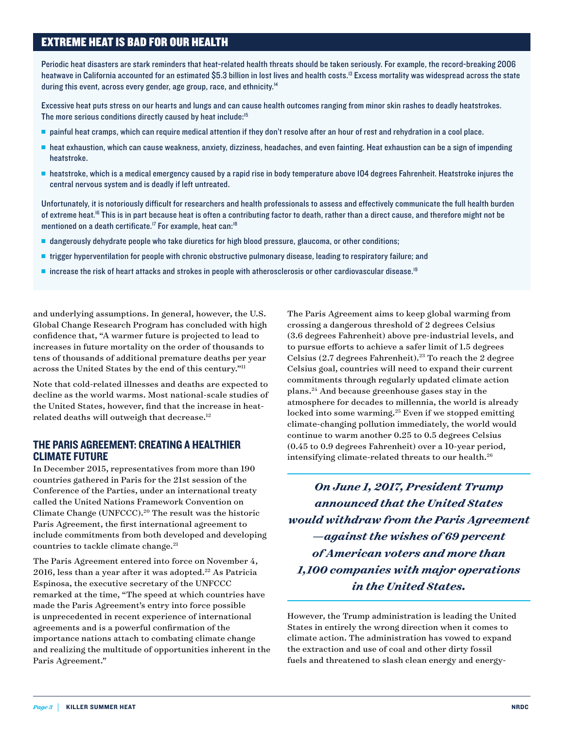## EXTREME HEAT IS BAD FOR OUR HEALTH

Periodic heat disasters are stark reminders that heat-related health threats should be taken seriously. For example, the record-breaking 2006 heatwave in California accounted for an estimated $5.3 billion in lost lives and health costs.[13] Excess mortality was widespread across the state during this event, across every gender, age group, race, and ethnicity.[14]

Excessive heat puts stress on our hearts and lungs and can cause health outcomes ranging from minor skin rashes to deadly heatstrokes. The more serious conditions directly caused by heat include:[15]

- painful heat cramps, which can require medical attention if they don't resolve after an hour of rest and rehydration in a cool place.
- heat exhaustion, which can cause weakness, anxiety, dizziness, headaches, and even fainting. Heat exhaustion can be a sign of impending heatstroke.
- heatstroke, which is a medical emergency caused by a rapid rise in body temperature above 104 degrees Fahrenheit. Heatstroke injures the central nervous system and is deadly if left untreated.

Unfortunately, it is notoriously difficult for researchers and health professionals to assess and effectively communicate the full health burden of extreme heat.[16] This is in part because heat is often a contributing factor to death, rather than a direct cause, and therefore might not be mentioned on a death certificate.[17] For example, heat can:[18]

- dangerously dehydrate people who take diuretics for high blood pressure, glaucoma, or other conditions;
- trigger hyperventilation for people with chronic obstructive pulmonary disease, leading to respiratory failure; and
- increase the risk of heart attacks and strokes in people with atherosclerosis or other cardiovascular disease.[19]

and underlying assumptions. In general, however, the U.S. Global Change Research Program has concluded with high confidence that, "A warmer future is projected to lead to increases in future mortality on the order of thousands to tens of thousands of additional premature deaths per year across the United States by the end of this century."[11]

Note that cold-related illnesses and deaths are expected to decline as the world warms. Most national-scale studies of the United States, however, find that the increase in heat-related deaths will outweigh that decrease.[12]

## THE PARIS AGREEMENT: CREATING A HEALTHIER CLIMATE FUTURE

In December 2015, representatives from more than 190 countries gathered in Paris for the 21st session of the Conference of the Parties, under an international treaty called the United Nations Framework Convention on Climate Change (UNFCCC).[20] The result was the historic Paris Agreement, the first international agreement to include commitments from both developed and developing countries to tackle climate change.[21]

The Paris Agreement entered into force on November 4, 2016, less than a year after it was adopted.[22] As Patricia Espinosa, the executive secretary of the UNFCCC remarked at the time, "The speed at which countries have made the Paris Agreement's entry into force possible is unprecedented in recent experience of international agreements and is a powerful confirmation of the importance nations attach to combating climate change and realizing the multitude of opportunities inherent in the Paris Agreement."

The Paris Agreement aims to keep global warming from crossing a dangerous threshold of 2 degrees Celsius (3.6 degrees Fahrenheit) above pre-industrial levels, and to pursue efforts to achieve a safer limit of 1.5 degrees Celsius (2.7 degrees Fahrenheit).[23] To reach the 2 degree Celsius goal, countries will need to expand their current commitments through regularly updated climate action plans.[24] And because greenhouse gases stay in the atmosphere for decades to millennia, the world is already locked into some warming.[25] Even if we stopped emitting climate-changing pollution immediately, the world would continue to warm another 0.25 to 0.5 degrees Celsius (0.45 to 0.9 degrees Fahrenheit) over a 10-year period, intensifying climate-related threats to our health.[26]

***On June 1, 2017, President Trump announced that the United States would withdraw from the Paris Agreement—against the wishes of 69 percent of American voters and more than 1,100 companies with major operations in the United States.***

However, the Trump administration is leading the United States in entirely the wrong direction when it comes to climate action. The administration has vowed to expand the extraction and use of coal and other dirty fossil fuels and threatened to slash clean energy and energy-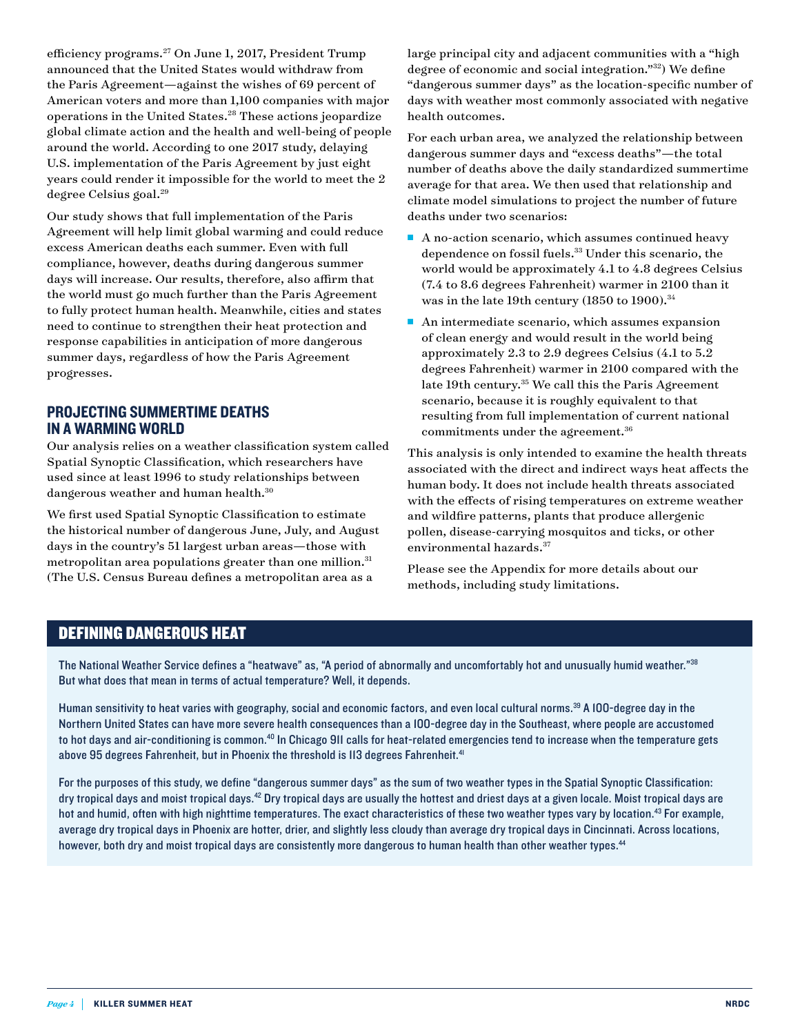efficiency programs.[27] On June 1, 2017, President Trump announced that the United States would withdraw from the Paris Agreement—against the wishes of 69 percent of American voters and more than 1,100 companies with major operations in the United States.[28] These actions jeopardize global climate action and the health and well-being of people around the world. According to one 2017 study, delaying U.S. implementation of the Paris Agreement by just eight years could render it impossible for the world to meet the 2 degree Celsius goal.[29]

Our study shows that full implementation of the Paris Agreement will help limit global warming and could reduce excess American deaths each summer. Even with full compliance, however, deaths during dangerous summer days will increase. Our results, therefore, also affirm that the world must go much further than the Paris Agreement to fully protect human health. Meanwhile, cities and states need to continue to strengthen their heat protection and response capabilities in anticipation of more dangerous summer days, regardless of how the Paris Agreement progresses.

## PROJECTING SUMMERTIME DEATHS IN A WARMING WORLD

Our analysis relies on a weather classification system called Spatial Synoptic Classification, which researchers have used since at least 1996 to study relationships between dangerous weather and human health.[30]

We first used Spatial Synoptic Classification to estimate the historical number of dangerous June, July, and August days in the country's 51 largest urban areas—those with metropolitan area populations greater than one million.[31] (The U.S. Census Bureau defines a metropolitan area as a large principal city and adjacent communities with a "high degree of economic and social integration."[32]) We define "dangerous summer days" as the location-specific number of days with weather most commonly associated with negative health outcomes.

For each urban area, we analyzed the relationship between dangerous summer days and "excess deaths"—the total number of deaths above the daily standardized summertime average for that area. We then used that relationship and climate model simulations to project the number of future deaths under two scenarios:

- A no-action scenario, which assumes continued heavy dependence on fossil fuels.[33] Under this scenario, the world would be approximately 4.1 to 4.8 degrees Celsius (7.4 to 8.6 degrees Fahrenheit) warmer in 2100 than it was in the late 19th century (1850 to 1900).[34]
- An intermediate scenario, which assumes expansion of clean energy and would result in the world being approximately 2.3 to 2.9 degrees Celsius (4.1 to 5.2 degrees Fahrenheit) warmer in 2100 compared with the late 19th century.[35] We call this the Paris Agreement scenario, because it is roughly equivalent to that resulting from full implementation of current national commitments under the agreement.[36]

This analysis is only intended to examine the health threats associated with the direct and indirect ways heat affects the human body. It does not include health threats associated with the effects of rising temperatures on extreme weather and wildfire patterns, plants that produce allergenic pollen, disease-carrying mosquitos and ticks, or other environmental hazards.[37]

Please see the Appendix for more details about our methods, including study limitations.

## DEFINING DANGEROUS HEAT

The National Weather Service defines a "heatwave" as, "A period of abnormally and uncomfortably hot and unusually humid weather."[38] But what does that mean in terms of actual temperature? Well, it depends.

Human sensitivity to heat varies with geography, social and economic factors, and even local cultural norms.[39] A 100-degree day in the Northern United States can have more severe health consequences than a 100-degree day in the Southeast, where people are accustomed to hot days and air-conditioning is common.[40] In Chicago 911 calls for heat-related emergencies tend to increase when the temperature gets above 95 degrees Fahrenheit, but in Phoenix the threshold is 113 degrees Fahrenheit.[41]

For the purposes of this study, we define "dangerous summer days" as the sum of two weather types in the Spatial Synoptic Classification: dry tropical days and moist tropical days.[42] Dry tropical days are usually the hottest and driest days at a given locale. Moist tropical days are hot and humid, often with high nighttime temperatures. The exact characteristics of these two weather types vary by location.[43] For example, average dry tropical days in Phoenix are hotter, drier, and slightly less cloudy than average dry tropical days in Cincinnati. Across locations, however, both dry and moist tropical days are consistently more dangerous to human health than other weather types.[44]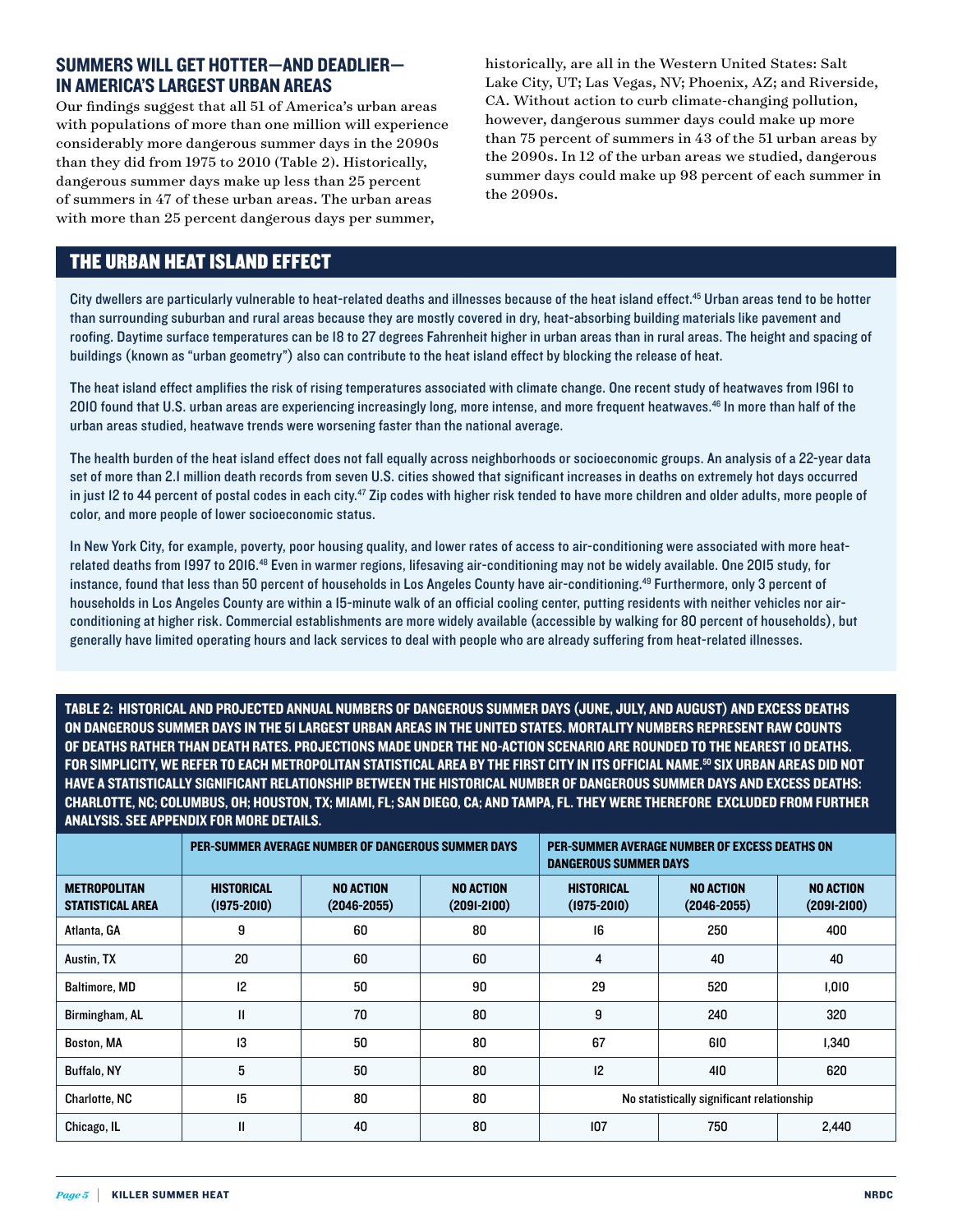## SUMMERS WILL GET HOTTER—AND DEADLIER—IN AMERICA'S LARGEST URBAN AREAS

Our findings suggest that all 51 of America's urban areas with populations of more than one million will experience considerably more dangerous summer days in the 2090s than they did from 1975 to 2010 (Table 2). Historically, dangerous summer days make up less than 25 percent of summers in 47 of these urban areas. The urban areas with more than 25 percent dangerous days per summer, historically, are all in the Western United States: Salt Lake City, UT; Las Vegas, NV; Phoenix, AZ; and Riverside, CA. Without action to curb climate-changing pollution, however, dangerous summer days could make up more than 75 percent of summers in 43 of the 51 urban areas by the 2090s. In 12 of the urban areas we studied, dangerous summer days could make up 98 percent of each summer in the 2090s.

## THE URBAN HEAT ISLAND EFFECT

City dwellers are particularly vulnerable to heat-related deaths and illnesses because of the heat island effect.[45] Urban areas tend to be hotter than surrounding suburban and rural areas because they are mostly covered in dry, heat-absorbing building materials like pavement and roofing. Daytime surface temperatures can be 18 to 27 degrees Fahrenheit higher in urban areas than in rural areas. The height and spacing of buildings (known as "urban geometry") also can contribute to the heat island effect by blocking the release of heat.

The heat island effect amplifies the risk of rising temperatures associated with climate change. One recent study of heatwaves from 1961 to 2010 found that U.S. urban areas are experiencing increasingly long, more intense, and more frequent heatwaves.[46] In more than half of the urban areas studied, heatwave trends were worsening faster than the national average.

The health burden of the heat island effect does not fall equally across neighborhoods or socioeconomic groups. An analysis of a 22-year data set of more than 2.1 million death records from seven U.S. cities showed that significant increases in deaths on extremely hot days occurred in just 12 to 44 percent of postal codes in each city.[47] Zip codes with higher risk tended to have more children and older adults, more people of color, and more people of lower socioeconomic status.

In New York City, for example, poverty, poor housing quality, and lower rates of access to air-conditioning were associated with more heat-related deaths from 1997 to 2016.[48] Even in warmer regions, lifesaving air-conditioning may not be widely available. One 2015 study, for instance, found that less than 50 percent of households in Los Angeles County have air-conditioning.[49] Furthermore, only 3 percent of households in Los Angeles County are within a 15-minute walk of an official cooling center, putting residents with neither vehicles nor air-conditioning at higher risk. Commercial establishments are more widely available (accessible by walking for 80 percent of households), but generally have limited operating hours and lack services to deal with people who are already suffering from heat-related illnesses.

**TABLE 2: HISTORICAL AND PROJECTED ANNUAL NUMBERS OF DANGEROUS SUMMER DAYS (JUNE, JULY, AND AUGUST) AND EXCESS DEATHS ON DANGEROUS SUMMER DAYS IN THE 51 LARGEST URBAN AREAS IN THE UNITED STATES. MORTALITY NUMBERS REPRESENT RAW COUNTS OF DEATHS RATHER THAN DEATH RATES. PROJECTIONS MADE UNDER THE NO-ACTION SCENARIO ARE ROUNDED TO THE NEAREST 10 DEATHS. FOR SIMPLICITY, WE REFER TO EACH METROPOLITAN STATISTICAL AREA BY THE FIRST CITY IN ITS OFFICIAL NAME.[50] SIX URBAN AREAS DID NOT HAVE A STATISTICALLY SIGNIFICANT RELATIONSHIP BETWEEN THE HISTORICAL NUMBER OF DANGEROUS SUMMER DAYS AND EXCESS DEATHS: CHARLOTTE, NC; COLUMBUS, OH; HOUSTON, TX; MIAMI, FL; SAN DIEGO, CA; AND TAMPA, FL. THEY WERE THEREFORE EXCLUDED FROM FURTHER ANALYSIS. SEE APPENDIX FOR MORE DETAILS.**

| | PER-SUMMER AVERAGE NUMBER OF DANGEROUS SUMMER DAYS | | | PER-SUMMER AVERAGE NUMBER OF EXCESS DEATHS ON DANGEROUS SUMMER DAYS | | |
|---|---|---|---|---|---|---|
| **METROPOLITAN STATISTICAL AREA** | **HISTORICAL (1975-2010)** | **NO ACTION (2046-2055)** | **NO ACTION (2091-2100)** | **HISTORICAL (1975-2010)** | **NO ACTION (2046-2055)** | **NO ACTION (2091-2100)** |
| Atlanta, GA | 9 | 60 | 80 | 16 | 250 | 400 |
| Austin, TX | 20 | 60 | 60 | 4 | 40 | 40 |
| Baltimore, MD | 12 | 50 | 90 | 29 | 520 | 1,010 |
| Birmingham, AL | 11 | 70 | 80 | 9 | 240 | 320 |
| Boston, MA | 13 | 50 | 80 | 67 | 610 | 1,340 |
| Buffalo, NY | 5 | 50 | 80 | 12 | 410 | 620 |
| Charlotte, NC | 15 | 80 | 80 | No statistically significant relationship | | |
| Chicago, IL | 11 | 40 | 80 | 107 | 750 | 2,440 |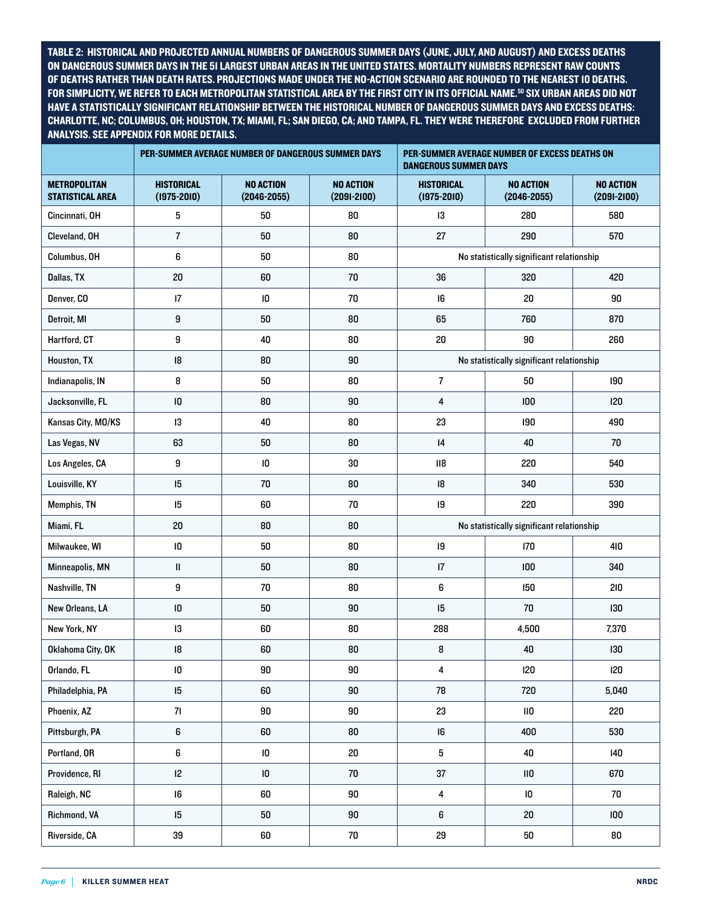**TABLE 2: HISTORICAL AND PROJECTED ANNUAL NUMBERS OF DANGEROUS SUMMER DAYS (JUNE, JULY, AND AUGUST) AND EXCESS DEATHS ON DANGEROUS SUMMER DAYS IN THE 51 LARGEST URBAN AREAS IN THE UNITED STATES. MORTALITY NUMBERS REPRESENT RAW COUNTS OF DEATHS RATHER THAN DEATH RATES. PROJECTIONS MADE UNDER THE NO-ACTION SCENARIO ARE ROUNDED TO THE NEAREST 10 DEATHS. FOR SIMPLICITY, WE REFER TO EACH METROPOLITAN STATISTICAL AREA BY THE FIRST CITY IN ITS OFFICIAL NAME.[50] SIX URBAN AREAS DID NOT HAVE A STATISTICALLY SIGNIFICANT RELATIONSHIP BETWEEN THE HISTORICAL NUMBER OF DANGEROUS SUMMER DAYS AND EXCESS DEATHS: CHARLOTTE, NC; COLUMBUS, OH; HOUSTON, TX; MIAMI, FL; SAN DIEGO, CA; AND TAMPA, FL. THEY WERE THEREFORE EXCLUDED FROM FURTHER ANALYSIS. SEE APPENDIX FOR MORE DETAILS.**

| | PER-SUMMER AVERAGE NUMBER OF DANGEROUS SUMMER DAYS | | | PER-SUMMER AVERAGE NUMBER OF EXCESS DEATHS ON DANGEROUS SUMMER DAYS | | |
|---|---|---|---|---|---|---|
| **METROPOLITAN STATISTICAL AREA** | **HISTORICAL (1975-2010)** | **NO ACTION (2046-2055)** | **NO ACTION (2091-2100)** | **HISTORICAL (1975-2010)** | **NO ACTION (2046-2055)** | **NO ACTION (2091-2100)** |
| Cincinnati, OH | 5 | 50 | 80 | 13 | 280 | 580 |
| Cleveland, OH | 7 | 50 | 80 | 27 | 290 | 570 |
| Columbus, OH | 6 | 50 | 80 | No statistically significant relationship | | |
| Dallas, TX | 20 | 60 | 70 | 36 | 320 | 420 |
| Denver, CO | 17 | 10 | 70 | 16 | 20 | 90 |
| Detroit, MI | 9 | 50 | 80 | 65 | 760 | 870 |
| Hartford, CT | 9 | 40 | 80 | 20 | 90 | 260 |
| Houston, TX | 18 | 80 | 90 | No statistically significant relationship | | |
| Indianapolis, IN | 8 | 50 | 80 | 7 | 50 | 190 |
| Jacksonville, FL | 10 | 80 | 90 | 4 | 100 | 120 |
| Kansas City, MO/KS | 13 | 40 | 80 | 23 | 190 | 490 |
| Las Vegas, NV | 63 | 50 | 80 | 14 | 40 | 70 |
| Los Angeles, CA | 9 | 10 | 30 | 118 | 220 | 540 |
| Louisville, KY | 15 | 70 | 80 | 18 | 340 | 530 |
| Memphis, TN | 15 | 60 | 70 | 19 | 220 | 390 |
| Miami, FL | 20 | 80 | 80 | No statistically significant relationship | | |
| Milwaukee, WI | 10 | 50 | 80 | 19 | 170 | 410 |
| Minneapolis, MN | 11 | 50 | 80 | 17 | 100 | 340 |
| Nashville, TN | 9 | 70 | 80 | 6 | 150 | 210 |
| New Orleans, LA | 10 | 50 | 90 | 15 | 70 | 130 |
| New York, NY | 13 | 60 | 80 | 288 | 4,500 | 7,370 |
| Oklahoma City, OK | 18 | 60 | 80 | 8 | 40 | 130 |
| Orlando, FL | 10 | 90 | 90 | 4 | 120 | 120 |
| Philadelphia, PA | 15 | 60 | 90 | 78 | 720 | 5,040 |
| Phoenix, AZ | 71 | 90 | 90 | 23 | 110 | 220 |
| Pittsburgh, PA | 6 | 60 | 80 | 16 | 400 | 530 |
| Portland, OR | 6 | 10 | 20 | 5 | 40 | 140 |
| Providence, RI | 12 | 10 | 70 | 37 | 110 | 670 |
| Raleigh, NC | 16 | 60 | 90 | 4 | 10 | 70 |
| Richmond, VA | 15 | 50 | 90 | 6 | 20 | 100 |
| Riverside, CA | 39 | 60 | 70 | 29 | 50 | 80 |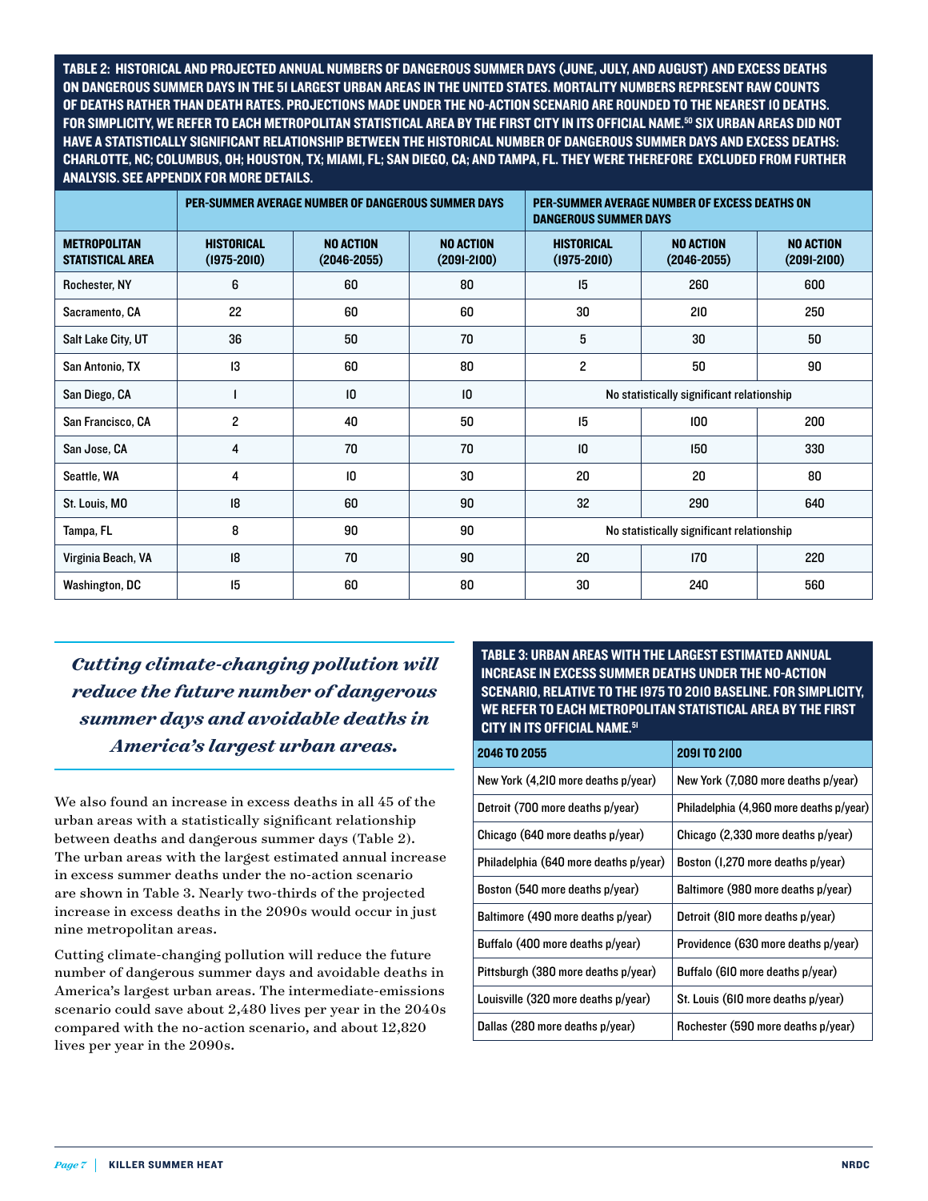**TABLE 2: HISTORICAL AND PROJECTED ANNUAL NUMBERS OF DANGEROUS SUMMER DAYS (JUNE, JULY, AND AUGUST) AND EXCESS DEATHS ON DANGEROUS SUMMER DAYS IN THE 51 LARGEST URBAN AREAS IN THE UNITED STATES. MORTALITY NUMBERS REPRESENT RAW COUNTS OF DEATHS RATHER THAN DEATH RATES. PROJECTIONS MADE UNDER THE NO-ACTION SCENARIO ARE ROUNDED TO THE NEAREST 10 DEATHS. FOR SIMPLICITY, WE REFER TO EACH METROPOLITAN STATISTICAL AREA BY THE FIRST CITY IN ITS OFFICIAL NAME.[50] SIX URBAN AREAS DID NOT HAVE A STATISTICALLY SIGNIFICANT RELATIONSHIP BETWEEN THE HISTORICAL NUMBER OF DANGEROUS SUMMER DAYS AND EXCESS DEATHS: CHARLOTTE, NC; COLUMBUS, OH; HOUSTON, TX; MIAMI, FL; SAN DIEGO, CA; AND TAMPA, FL. THEY WERE THEREFORE EXCLUDED FROM FURTHER ANALYSIS. SEE APPENDIX FOR MORE DETAILS.**

| | PER-SUMMER AVERAGE NUMBER OF DANGEROUS SUMMER DAYS | | | PER-SUMMER AVERAGE NUMBER OF EXCESS DEATHS ON DANGEROUS SUMMER DAYS | | |
|---|---|---|---|---|---|---|
| **METROPOLITAN STATISTICAL AREA** | **HISTORICAL (1975-2010)** | **NO ACTION (2046-2055)** | **NO ACTION (2091-2100)** | **HISTORICAL (1975-2010)** | **NO ACTION (2046-2055)** | **NO ACTION (2091-2100)** |
| Rochester, NY | 6 | 60 | 80 | 15 | 260 | 600 |
| Sacramento, CA | 22 | 60 | 60 | 30 | 210 | 250 |
| Salt Lake City, UT | 36 | 50 | 70 | 5 | 30 | 50 |
| San Antonio, TX | 13 | 60 | 80 | 2 | 50 | 90 |
| San Diego, CA | 1 | 10 | 10 | No statistically significant relationship | | |
| San Francisco, CA | 2 | 40 | 50 | 15 | 100 | 200 |
| San Jose, CA | 4 | 70 | 70 | 10 | 150 | 330 |
| Seattle, WA | 4 | 10 | 30 | 20 | 20 | 80 |
| St. Louis, MO | 18 | 60 | 90 | 32 | 290 | 640 |
| Tampa, FL | 8 | 90 | 90 | No statistically significant relationship | | |
| Virginia Beach, VA | 18 | 70 | 90 | 20 | 170 | 220 |
| Washington, DC | 15 | 60 | 80 | 30 | 240 | 560 |

*Cutting climate-changing pollution will reduce the future number of dangerous summer days and avoidable deaths in America's largest urban areas.*

We also found an increase in excess deaths in all 45 of the urban areas with a statistically significant relationship between deaths and dangerous summer days (Table 2). The urban areas with the largest estimated annual increase in excess summer deaths under the no-action scenario are shown in Table 3. Nearly two-thirds of the projected increase in excess deaths in the 2090s would occur in just nine metropolitan areas.

Cutting climate-changing pollution will reduce the future number of dangerous summer days and avoidable deaths in America's largest urban areas. The intermediate-emissions scenario could save about 2,480 lives per year in the 2040s compared with the no-action scenario, and about 12,820 lives per year in the 2090s.

**TABLE 3: URBAN AREAS WITH THE LARGEST ESTIMATED ANNUAL INCREASE IN EXCESS SUMMER DEATHS UNDER THE NO-ACTION SCENARIO, RELATIVE TO THE 1975 TO 2010 BASELINE. FOR SIMPLICITY, WE REFER TO EACH METROPOLITAN STATISTICAL AREA BY THE FIRST CITY IN ITS OFFICIAL NAME.[51]**

| 2046 TO 2055 | 2091 TO 2100 |
|---|---|
| New York (4,210 more deaths p/year) | New York (7,080 more deaths p/year) |
| Detroit (700 more deaths p/year) | Philadelphia (4,960 more deaths p/year) |
| Chicago (640 more deaths p/year) | Chicago (2,330 more deaths p/year) |
| Philadelphia (640 more deaths p/year) | Boston (1,270 more deaths p/year) |
| Boston (540 more deaths p/year) | Baltimore (980 more deaths p/year) |
| Baltimore (490 more deaths p/year) | Detroit (810 more deaths p/year) |
| Buffalo (400 more deaths p/year) | Providence (630 more deaths p/year) |
| Pittsburgh (380 more deaths p/year) | Buffalo (610 more deaths p/year) |
| Louisville (320 more deaths p/year) | St. Louis (610 more deaths p/year) |
| Dallas (280 more deaths p/year) | Rochester (590 more deaths p/year) |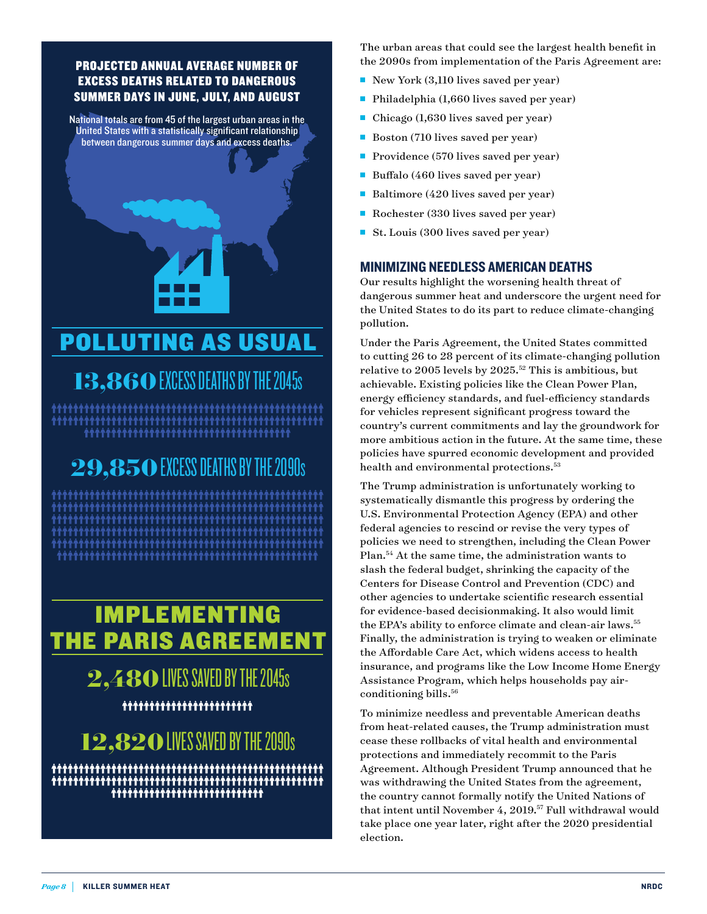## PROJECTED ANNUAL AVERAGE NUMBER OF EXCESS DEATHS RELATED TO DANGEROUS SUMMER DAYS IN JUNE, JULY, AND AUGUST

National totals are from 45 of the largest urban areas in the United States with a statistically significant relationship between dangerous summer days and excess deaths.

### POLLUTING AS USUAL

**13,860** EXCESS DEATHS BY THE 2045s

**29,850** EXCESS DEATHS BY THE 2090s

### IMPLEMENTING THE PARIS AGREEMENT

**2,480** LIVES SAVED BY THE 2045s

**12,820** LIVES SAVED BY THE 2090s

The urban areas that could see the largest health benefit in the 2090s from implementation of the Paris Agreement are:

- New York (3,110 lives saved per year)
- Philadelphia (1,660 lives saved per year)
- Chicago (1,630 lives saved per year)
- Boston (710 lives saved per year)
- Providence (570 lives saved per year)
- Buffalo (460 lives saved per year)
- Baltimore (420 lives saved per year)
- Rochester (330 lives saved per year)
- St. Louis (300 lives saved per year)

## MINIMIZING NEEDLESS AMERICAN DEATHS

Our results highlight the worsening health threat of dangerous summer heat and underscore the urgent need for the United States to do its part to reduce climate-changing pollution.

Under the Paris Agreement, the United States committed to cutting 26 to 28 percent of its climate-changing pollution relative to 2005 levels by 2025.[52] This is ambitious, but achievable. Existing policies like the Clean Power Plan, energy efficiency standards, and fuel-efficiency standards for vehicles represent significant progress toward the country's current commitments and lay the groundwork for more ambitious action in the future. At the same time, these policies have spurred economic development and provided health and environmental protections.[53]

The Trump administration is unfortunately working to systematically dismantle this progress by ordering the U.S. Environmental Protection Agency (EPA) and other federal agencies to rescind or revise the very types of policies we need to strengthen, including the Clean Power Plan.[54] At the same time, the administration wants to slash the federal budget, shrinking the capacity of the Centers for Disease Control and Prevention (CDC) and other agencies to undertake scientific research essential for evidence-based decisionmaking. It also would limit the EPA's ability to enforce climate and clean-air laws.[55] Finally, the administration is trying to weaken or eliminate the Affordable Care Act, which widens access to health insurance, and programs like the Low Income Home Energy Assistance Program, which helps households pay air-conditioning bills.[56]

To minimize needless and preventable American deaths from heat-related causes, the Trump administration must cease these rollbacks of vital health and environmental protections and immediately recommit to the Paris Agreement. Although President Trump announced that he was withdrawing the United States from the agreement, the country cannot formally notify the United Nations of that intent until November 4, 2019.[57] Full withdrawal would take place one year later, right after the 2020 presidential election.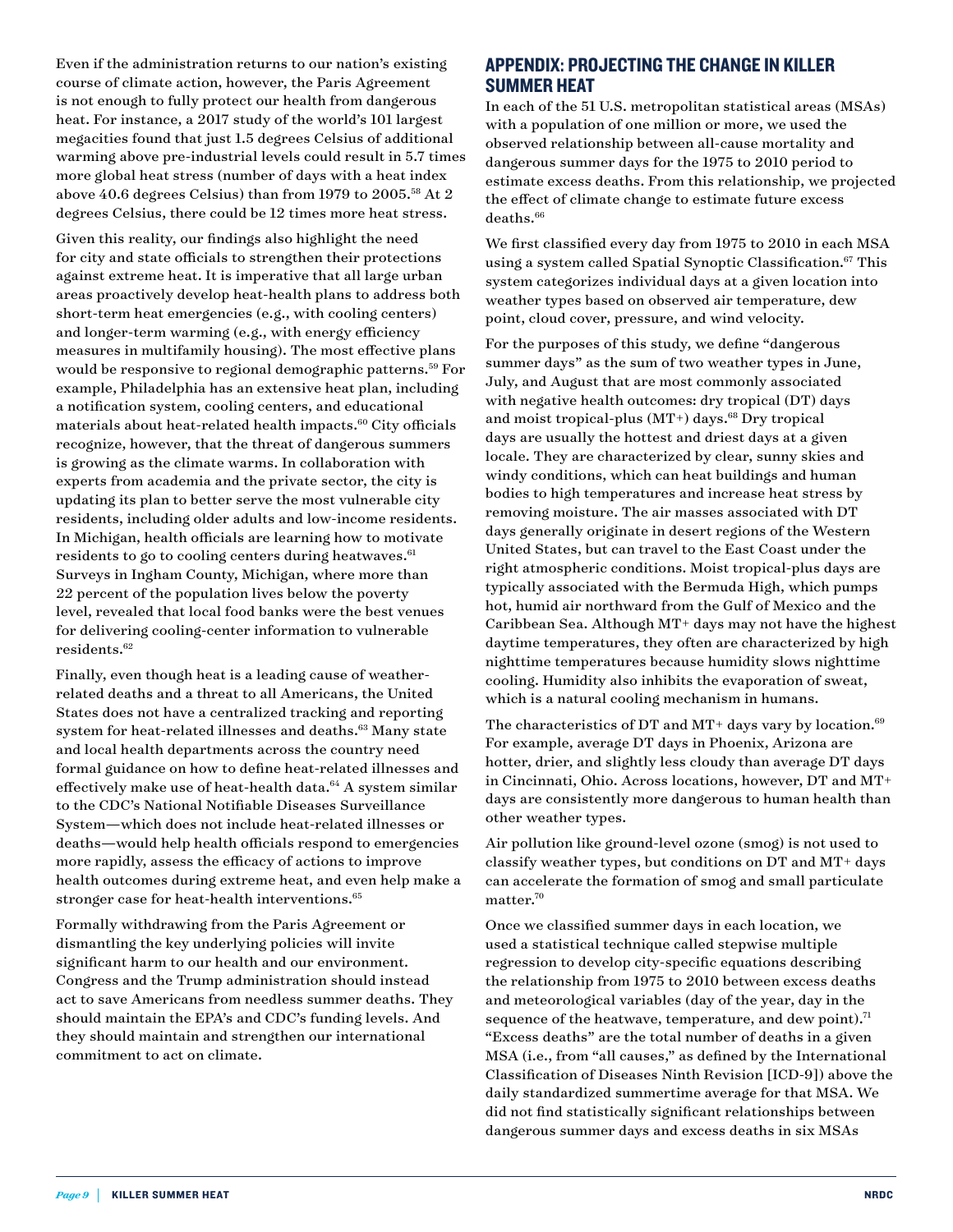Even if the administration returns to our nation's existing course of climate action, however, the Paris Agreement is not enough to fully protect our health from dangerous heat. For instance, a 2017 study of the world's 101 largest megacities found that just 1.5 degrees Celsius of additional warming above pre-industrial levels could result in 5.7 times more global heat stress (number of days with a heat index above 40.6 degrees Celsius) than from 1979 to 2005.[58] At 2 degrees Celsius, there could be 12 times more heat stress.

Given this reality, our findings also highlight the need for city and state officials to strengthen their protections against extreme heat. It is imperative that all large urban areas proactively develop heat-health plans to address both short-term heat emergencies (e.g., with cooling centers) and longer-term warming (e.g., with energy efficiency measures in multifamily housing). The most effective plans would be responsive to regional demographic patterns.[59] For example, Philadelphia has an extensive heat plan, including a notification system, cooling centers, and educational materials about heat-related health impacts.[60] City officials recognize, however, that the threat of dangerous summers is growing as the climate warms. In collaboration with experts from academia and the private sector, the city is updating its plan to better serve the most vulnerable city residents, including older adults and low-income residents. In Michigan, health officials are learning how to motivate residents to go to cooling centers during heatwaves.[61] Surveys in Ingham County, Michigan, where more than 22 percent of the population lives below the poverty level, revealed that local food banks were the best venues for delivering cooling-center information to vulnerable residents.[62]

Finally, even though heat is a leading cause of weather-related deaths and a threat to all Americans, the United States does not have a centralized tracking and reporting system for heat-related illnesses and deaths.[63] Many state and local health departments across the country need formal guidance on how to define heat-related illnesses and effectively make use of heat-health data.[64] A system similar to the CDC's National Notifiable Diseases Surveillance System—which does not include heat-related illnesses or deaths—would help health officials respond to emergencies more rapidly, assess the efficacy of actions to improve health outcomes during extreme heat, and even help make a stronger case for heat-health interventions.[65]

Formally withdrawing from the Paris Agreement or dismantling the key underlying policies will invite significant harm to our health and our environment. Congress and the Trump administration should instead act to save Americans from needless summer deaths. They should maintain the EPA's and CDC's funding levels. And they should maintain and strengthen our international commitment to act on climate.

## APPENDIX: PROJECTING THE CHANGE IN KILLER SUMMER HEAT

In each of the 51 U.S. metropolitan statistical areas (MSAs) with a population of one million or more, we used the observed relationship between all-cause mortality and dangerous summer days for the 1975 to 2010 period to estimate excess deaths. From this relationship, we projected the effect of climate change to estimate future excess deaths.[66]

We first classified every day from 1975 to 2010 in each MSA using a system called Spatial Synoptic Classification.[67] This system categorizes individual days at a given location into weather types based on observed air temperature, dew point, cloud cover, pressure, and wind velocity.

For the purposes of this study, we define "dangerous summer days" as the sum of two weather types in June, July, and August that are most commonly associated with negative health outcomes: dry tropical (DT) days and moist tropical-plus (MT+) days.[68] Dry tropical days are usually the hottest and driest days at a given locale. They are characterized by clear, sunny skies and windy conditions, which can heat buildings and human bodies to high temperatures and increase heat stress by removing moisture. The air masses associated with DT days generally originate in desert regions of the Western United States, but can travel to the East Coast under the right atmospheric conditions. Moist tropical-plus days are typically associated with the Bermuda High, which pumps hot, humid air northward from the Gulf of Mexico and the Caribbean Sea. Although MT+ days may not have the highest daytime temperatures, they often are characterized by high nighttime temperatures because humidity slows nighttime cooling. Humidity also inhibits the evaporation of sweat, which is a natural cooling mechanism in humans.

The characteristics of DT and MT+ days vary by location.[69] For example, average DT days in Phoenix, Arizona are hotter, drier, and slightly less cloudy than average DT days in Cincinnati, Ohio. Across locations, however, DT and MT+ days are consistently more dangerous to human health than other weather types.

Air pollution like ground-level ozone (smog) is not used to classify weather types, but conditions on DT and MT+ days can accelerate the formation of smog and small particulate matter.[70]

Once we classified summer days in each location, we used a statistical technique called stepwise multiple regression to develop city-specific equations describing the relationship from 1975 to 2010 between excess deaths and meteorological variables (day of the year, day in the sequence of the heatwave, temperature, and dew point).[71] "Excess deaths" are the total number of deaths in a given MSA (i.e., from "all causes," as defined by the International Classification of Diseases Ninth Revision [ICD-9]) above the daily standardized summertime average for that MSA. We did not find statistically significant relationships between dangerous summer days and excess deaths in six MSAs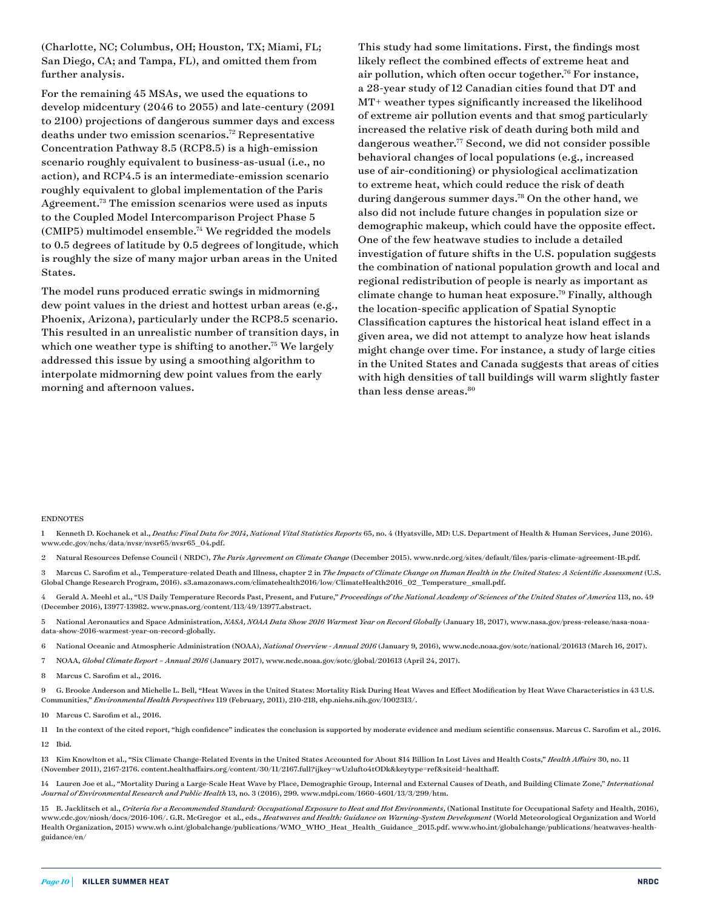(Charlotte, NC; Columbus, OH; Houston, TX; Miami, FL; San Diego, CA; and Tampa, FL), and omitted them from further analysis.

For the remaining 45 MSAs, we used the equations to develop midcentury (2046 to 2055) and late-century (2091 to 2100) projections of dangerous summer days and excess deaths under two emission scenarios.[72] Representative Concentration Pathway 8.5 (RCP8.5) is a high-emission scenario roughly equivalent to business-as-usual (i.e., no action), and RCP4.5 is an intermediate-emission scenario roughly equivalent to global implementation of the Paris Agreement.[73] The emission scenarios were used as inputs to the Coupled Model Intercomparison Project Phase 5 (CMIP5) multimodel ensemble.[74] We regridded the models to 0.5 degrees of latitude by 0.5 degrees of longitude, which is roughly the size of many major urban areas in the United States.

The model runs produced erratic swings in midmorning dew point values in the driest and hottest urban areas (e.g., Phoenix, Arizona), particularly under the RCP8.5 scenario. This resulted in an unrealistic number of transition days, in which one weather type is shifting to another.[75] We largely addressed this issue by using a smoothing algorithm to interpolate midmorning dew point values from the early morning and afternoon values.

This study had some limitations. First, the findings most likely reflect the combined effects of extreme heat and air pollution, which often occur together.[76] For instance, a 28-year study of 12 Canadian cities found that DT and MT+ weather types significantly increased the likelihood of extreme air pollution events and that smog particularly increased the relative risk of death during both mild and dangerous weather.[77] Second, we did not consider possible behavioral changes of local populations (e.g., increased use of air-conditioning) or physiological acclimatization to extreme heat, which could reduce the risk of death during dangerous summer days.[78] On the other hand, we also did not include future changes in population size or demographic makeup, which could have the opposite effect. One of the few heatwave studies to include a detailed investigation of future shifts in the U.S. population suggests the combination of national population growth and local and regional redistribution of people is nearly as important as climate change to human heat exposure.[79] Finally, although the location-specific application of Spatial Synoptic Classification captures the historical heat island effect in a given area, we did not attempt to analyze how heat islands might change over time. For instance, a study of large cities in the United States and Canada suggests that areas of cities with high densities of tall buildings will warm slightly faster than less dense areas.[80]

ENDNOTES

1 Kenneth D. Kochanek et al., *Deaths: Final Data for 2014*, *National Vital Statistics Reports* 65, no. 4 (Hyatsville, MD: U.S. Department of Health & Human Services, June 2016). www.cdc.gov/nchs/data/nvsr/nvsr65/nvsr65_04.pdf.

2 Natural Resources Defense Council ( NRDC), *The Paris Agreement on Climate Change* (December 2015). www.nrdc.org/sites/default/files/paris-climate-agreement-IB.pdf.

3 Marcus C. Sarofim et al., Temperature-related Death and Illness, chapter 2 in *The Impacts of Climate Change on Human Health in the United States: A Scientific Assessment* (U.S. Global Change Research Program, 2016). s3.amazonaws.com/climatehealth2016/low/ClimateHealth2016_02_Temperature_small.pdf.

4 Gerald A. Meehl et al., "US Daily Temperature Records Past, Present, and Future," *Proceedings of the National Academy of Sciences of the United States of America* 113, no. 49 (December 2016), 13977-13982. www.pnas.org/content/113/49/13977.abstract.

5 National Aeronautics and Space Administration, *NASA, NOAA Data Show 2016 Warmest Year on Record Globally* (January 18, 2017), www.nasa.gov/press-release/nasa-noaa-data-show-2016-warmest-year-on-record-globally.

6 National Oceanic and Atmospheric Administration (NOAA), *National Overview - Annual 2016* (January 9, 2016), www.ncdc.noaa.gov/sotc/national/201613 (March 16, 2017).

7 NOAA, *Global Climate Report – Annual 2016* (January 2017), www.ncdc.noaa.gov/sotc/global/201613 (April 24, 2017).

8 Marcus C. Sarofim et al., 2016.

9 G. Brooke Anderson and Michelle L. Bell, "Heat Waves in the United States: Mortality Risk During Heat Waves and Effect Modification by Heat Wave Characteristics in 43 U.S. Communities," *Environmental Health Perspectives* 119 (February, 2011), 210-218, ehp.niehs.nih.gov/1002313/.

10 Marcus C. Sarofim et al., 2016.

11 In the context of the cited report, "high confidence" indicates the conclusion is supported by moderate evidence and medium scientific consensus. Marcus C. Sarofim et al., 2016.

12 Ibid.

13 Kim Knowlton et al., "Six Climate Change-Related Events in the United States Accounted for About $14 Billion In Lost Lives and Health Costs," *Health Affairs* 30, no. 11 (November 2011), 2167-2176. content.healthaffairs.org/content/30/11/2167.full?ijkey=wUzlufto4tODk&keytype=ref&siteid=healthaff.

14 Lauren Joe et al., "Mortality During a Large-Scale Heat Wave by Place, Demographic Group, Internal and External Causes of Death, and Building Climate Zone," *International Journal of Environmental Research and Public Health* 13, no. 3 (2016), 299. www.mdpi.com/1660-4601/13/3/299/htm.

15 B. Jacklitsch et al., *Criteria for a Recommended Standard: Occupational Exposure to Heat and Hot Environments*, (National Institute for Occupational Safety and Health, 2016), www.cdc.gov/niosh/docs/2016-106/. G.R. McGregor et al., eds., *Heatwaves and Health: Guidance on Warning-System Development* (World Meteorological Organization and World Health Organization, 2015) www.wh o.int/globalchange/publications/WMO_WHO_Heat_Health_Guidance_2015.pdf. www.who.int/globalchange/publications/heatwaves-health-guidance/en/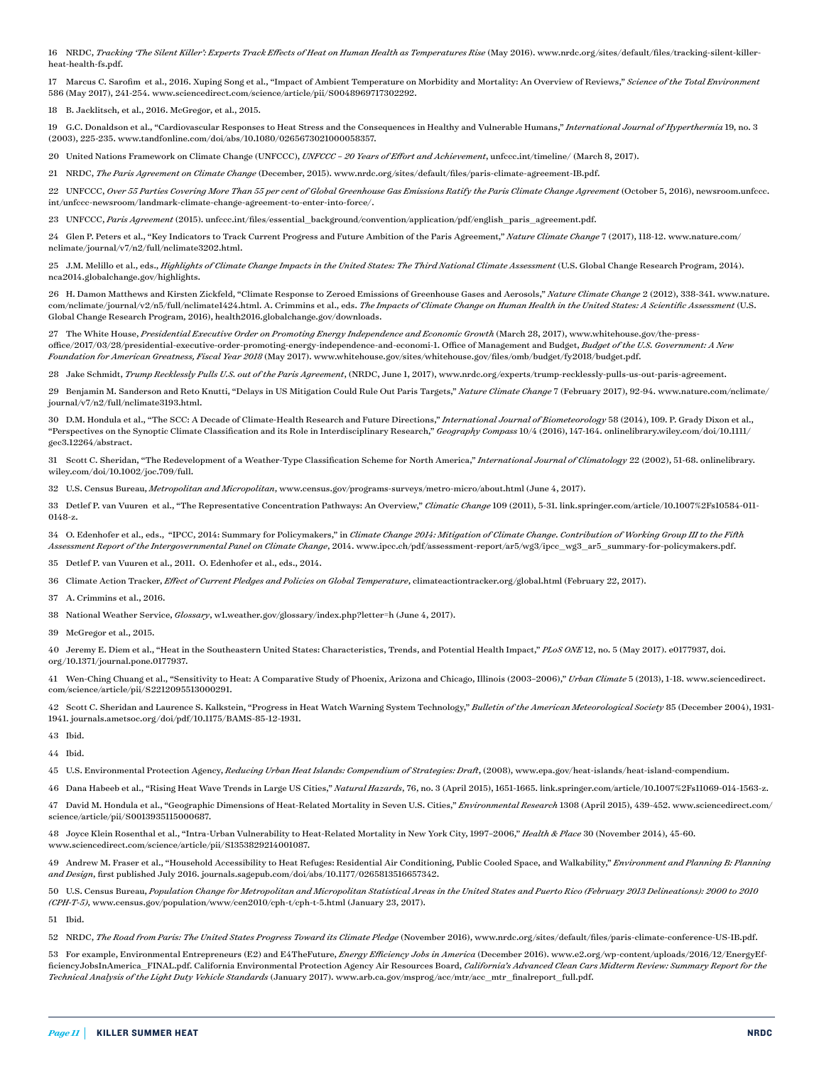16 NRDC, *Tracking 'The Silent Killer': Experts Track Effects of Heat on Human Health as Temperatures Rise* (May 2016). www.nrdc.org/sites/default/files/tracking-silent-killer-heat-health-fs.pdf.

17 Marcus C. Sarofim et al., 2016. Xuping Song et al., "Impact of Ambient Temperature on Morbidity and Mortality: An Overview of Reviews," *Science of the Total Environment* 586 (May 2017), 241-254. www.sciencedirect.com/science/article/pii/S0048969717302292.

18 B. Jacklitsch, et al., 2016. McGregor, et al., 2015.

19 G.C. Donaldson et al., "Cardiovascular Responses to Heat Stress and the Consequences in Healthy and Vulnerable Humans," *International Journal of Hyperthermia* 19, no. 3 (2003), 225-235. www.tandfonline.com/doi/abs/10.1080/0265673021000058357.

20 United Nations Framework on Climate Change (UNFCCC), *UNFCCC – 20 Years of Effort and Achievement*, unfccc.int/timeline/ (March 8, 2017).

21 NRDC, *The Paris Agreement on Climate Change* (December, 2015). www.nrdc.org/sites/default/files/paris-climate-agreement-IB.pdf.

22 UNFCCC, *Over 55 Parties Covering More Than 55 per cent of Global Greenhouse Gas Emissions Ratify the Paris Climate Change Agreement* (October 5, 2016), newsroom.unfccc.int/unfccc-newsroom/landmark-climate-change-agreement-to-enter-into-force/.

23 UNFCCC, *Paris Agreement* (2015). unfccc.int/files/essential_background/convention/application/pdf/english_paris_agreement.pdf.

24 Glen P. Peters et al., "Key Indicators to Track Current Progress and Future Ambition of the Paris Agreement," *Nature Climate Change* 7 (2017), 118-12. www.nature.com/nclimate/journal/v7/n2/full/nclimate3202.html.

25 J.M. Melillo et al., eds., *Highlights of Climate Change Impacts in the United States: The Third National Climate Assessment* (U.S. Global Change Research Program, 2014). nca2014.globalchange.gov/highlights.

26 H. Damon Matthews and Kirsten Zickfeld, "Climate Response to Zeroed Emissions of Greenhouse Gases and Aerosols," *Nature Climate Change* 2 (2012), 338-341. www.nature.com/nclimate/journal/v2/n5/full/nclimate1424.html. A. Crimmins et al., eds. *The Impacts of Climate Change on Human Health in the United States: A Scientific Assessment* (U.S. Global Change Research Program, 2016), health2016.globalchange.gov/downloads.

27 The White House, *Presidential Executive Order on Promoting Energy Independence and Economic Growth* (March 28, 2017), www.whitehouse.gov/the-press-office/2017/03/28/presidential-executive-order-promoting-energy-independence-and-economi-1. Office of Management and Budget, *Budget of the U.S. Government: A New Foundation for American Greatness, Fiscal Year 2018* (May 2017). www.whitehouse.gov/sites/whitehouse.gov/files/omb/budget/fy2018/budget.pdf.

28 Jake Schmidt, *Trump Recklessly Pulls U.S. out of the Paris Agreement*, (NRDC, June 1, 2017), www.nrdc.org/experts/trump-recklessly-pulls-us-out-paris-agreement.

29 Benjamin M. Sanderson and Reto Knutti, "Delays in US Mitigation Could Rule Out Paris Targets," *Nature Climate Change* 7 (February 2017), 92-94. www.nature.com/nclimate/journal/v7/n2/full/nclimate3193.html.

30 D.M. Hondula et al., "The SCC: A Decade of Climate-Health Research and Future Directions," *International Journal of Biometeorology* 58 (2014), 109. P. Grady Dixon et al., "Perspectives on the Synoptic Climate Classification and its Role in Interdisciplinary Research," *Geography Compass* 10/4 (2016), 147-164. onlinelibrary.wiley.com/doi/10.1111/gec3.12264/abstract.

31 Scott C. Sheridan, "The Redevelopment of a Weather-Type Classification Scheme for North America," *International Journal of Climatology* 22 (2002), 51-68. onlinelibrary.wiley.com/doi/10.1002/joc.709/full.

32 U.S. Census Bureau, *Metropolitan and Micropolitan*, www.census.gov/programs-surveys/metro-micro/about.html (June 4, 2017).

33 Detlef P. van Vuuren et al., "The Representative Concentration Pathways: An Overview," *Climatic Change* 109 (2011), 5-31. link.springer.com/article/10.1007%2Fs10584-011-0148-z.

34 O. Edenhofer et al., eds., "IPCC, 2014: Summary for Policymakers," in *Climate Change 2014: Mitigation of Climate Change. Contribution of Working Group III to the Fifth Assessment Report of the Intergovernmental Panel on Climate Change*, 2014. www.ipcc.ch/pdf/assessment-report/ar5/wg3/ipcc_wg3_ar5_summary-for-policymakers.pdf.

35 Detlef P. van Vuuren et al., 2011. O. Edenhofer et al., eds., 2014.

36 Climate Action Tracker, *Effect of Current Pledges and Policies on Global Temperature*, climateactiontracker.org/global.html (February 22, 2017).

37 A. Crimmins et al., 2016.

38 National Weather Service, *Glossary*, w1.weather.gov/glossary/index.php?letter=h (June 4, 2017).

39 McGregor et al., 2015.

40 Jeremy E. Diem et al., "Heat in the Southeastern United States: Characteristics, Trends, and Potential Health Impact," *PLoS ONE* 12, no. 5 (May 2017). e0177937, doi.org/10.1371/journal.pone.0177937.

41 Wen-Ching Chuang et al., "Sensitivity to Heat: A Comparative Study of Phoenix, Arizona and Chicago, Illinois (2003–2006)," *Urban Climate* 5 (2013), 1-18. www.sciencedirect.com/science/article/pii/S2212095513000291.

42 Scott C. Sheridan and Laurence S. Kalkstein, "Progress in Heat Watch Warning System Technology," *Bulletin of the American Meteorological Society* 85 (December 2004), 1931-1941. journals.ametsoc.org/doi/pdf/10.1175/BAMS-85-12-1931.

43 Ibid.

44 Ibid.

45 U.S. Environmental Protection Agency, *Reducing Urban Heat Islands: Compendium of Strategies: Draft*, (2008), www.epa.gov/heat-islands/heat-island-compendium.

46 Dana Habeeb et al., "Rising Heat Wave Trends in Large US Cities," *Natural Hazards*, 76, no. 3 (April 2015), 1651-1665. link.springer.com/article/10.1007%2Fs11069-014-1563-z.

47 David M. Hondula et al., "Geographic Dimensions of Heat-Related Mortality in Seven U.S. Cities," *Environmental Research* 1308 (April 2015), 439-452. www.sciencedirect.com/science/article/pii/S0013935115000687.

48 Joyce Klein Rosenthal et al., "Intra-Urban Vulnerability to Heat-Related Mortality in New York City, 1997–2006," *Health & Place* 30 (November 2014), 45-60. www.sciencedirect.com/science/article/pii/S1353829214001087.

49 Andrew M. Fraser et al., "Household Accessibility to Heat Refuges: Residential Air Conditioning, Public Cooled Space, and Walkability," *Environment and Planning B: Planning and Design*, first published July 2016. journals.sagepub.com/doi/abs/10.1177/0265813516657342.

50 U.S. Census Bureau, *Population Change for Metropolitan and Micropolitan Statistical Areas in the United States and Puerto Rico (February 2013 Delineations): 2000 to 2010 (CPH-T-5)*, www.census.gov/population/www/cen2010/cph-t/cph-t-5.html (January 23, 2017).

51 Ibid.

52 NRDC, *The Road from Paris: The United States Progress Toward its Climate Pledge* (November 2016), www.nrdc.org/sites/default/files/paris-climate-conference-US-IB.pdf.

53 For example, Environmental Entrepreneurs (E2) and E4TheFuture, *Energy Efficiency Jobs in America* (December 2016). www.e2.org/wp-content/uploads/2016/12/EnergyEfficiencyJobsInAmerica_FINAL.pdf. California Environmental Protection Agency Air Resources Board, *California's Advanced Clean Cars Midterm Review: Summary Report for the Technical Analysis of the Light Duty Vehicle Standards* (January 2017). www.arb.ca.gov/msprog/acc/mtr/acc_mtr_finalreport_full.pdf.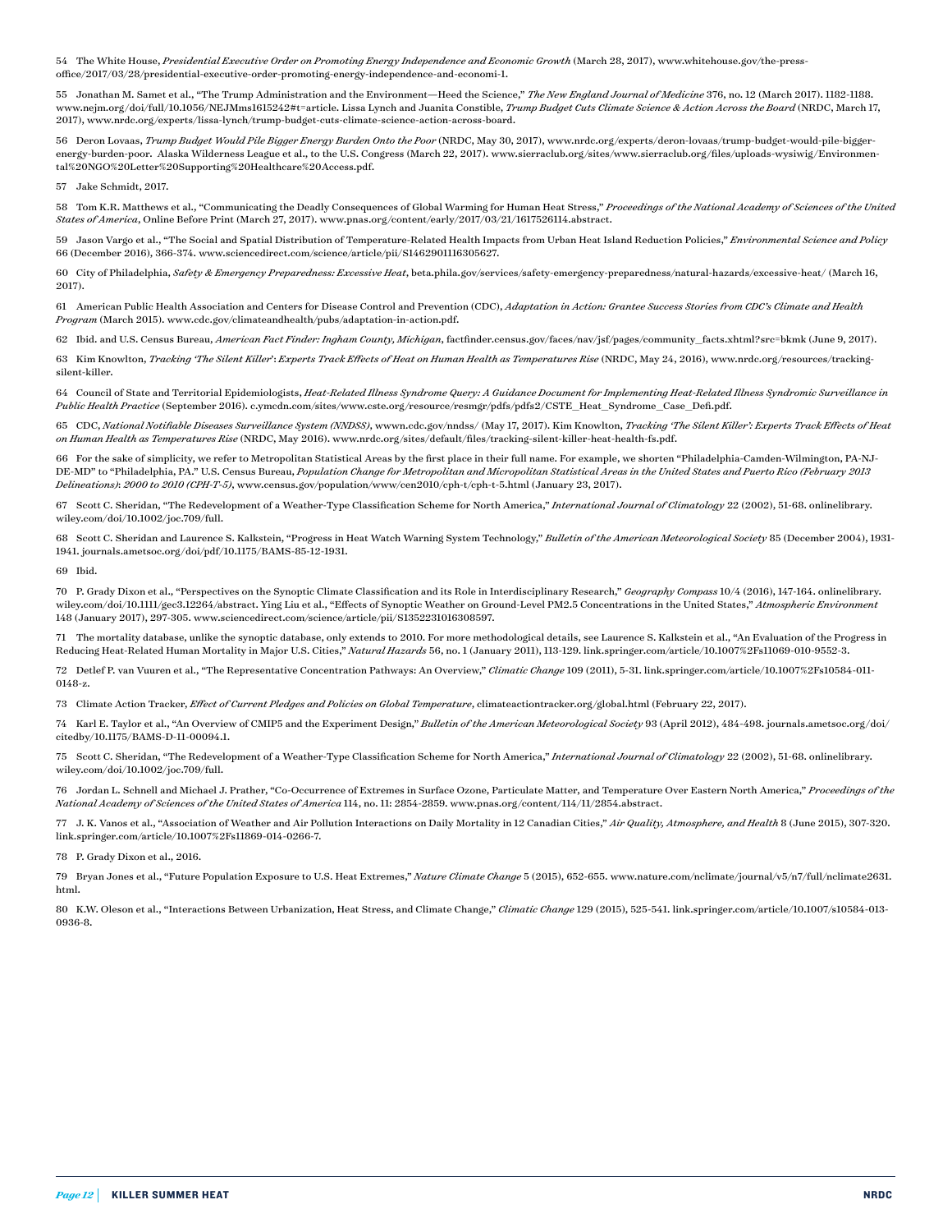54 The White House, *Presidential Executive Order on Promoting Energy Independence and Economic Growth* (March 28, 2017), www.whitehouse.gov/the-press-office/2017/03/28/presidential-executive-order-promoting-energy-independence-and-economi-1.

55 Jonathan M. Samet et al., "The Trump Administration and the Environment—Heed the Science," *The New England Journal of Medicine* 376, no. 12 (March 2017). 1182-1188. www.nejm.org/doi/full/10.1056/NEJMms1615242#t=article. Lissa Lynch and Juanita Constible, *Trump Budget Cuts Climate Science & Action Across the Board* (NRDC, March 17, 2017), www.nrdc.org/experts/lissa-lynch/trump-budget-cuts-climate-science-action-across-board.

56 Deron Lovaas, *Trump Budget Would Pile Bigger Energy Burden Onto the Poor* (NRDC, May 30, 2017), www.nrdc.org/experts/deron-lovaas/trump-budget-would-pile-bigger-energy-burden-poor. Alaska Wilderness League et al., to the U.S. Congress (March 22, 2017). www.sierraclub.org/sites/www.sierraclub.org/files/uploads-wysiwig/Environmental%20NGO%20Letter%20Supporting%20Healthcare%20Access.pdf.

57 Jake Schmidt, 2017.

58 Tom K.R. Matthews et al., "Communicating the Deadly Consequences of Global Warming for Human Heat Stress," *Proceedings of the National Academy of Sciences of the United States of America*, Online Before Print (March 27, 2017). www.pnas.org/content/early/2017/03/21/1617526114.abstract.

59 Jason Vargo et al., "The Social and Spatial Distribution of Temperature-Related Health Impacts from Urban Heat Island Reduction Policies," *Environmental Science and Policy* 66 (December 2016), 366-374. www.sciencedirect.com/science/article/pii/S1462901116305627.

60 City of Philadelphia, *Safety & Emergency Preparedness: Excessive Heat*, beta.phila.gov/services/safety-emergency-preparedness/natural-hazards/excessive-heat/ (March 16, 2017).

61 American Public Health Association and Centers for Disease Control and Prevention (CDC), *Adaptation in Action: Grantee Success Stories from CDC's Climate and Health Program* (March 2015). www.cdc.gov/climateandhealth/pubs/adaptation-in-action.pdf.

62 Ibid. and U.S. Census Bureau, *American Fact Finder: Ingham County, Michigan*, factfinder.census.gov/faces/nav/jsf/pages/community_facts.xhtml?src=bkmk (June 9, 2017).

63 Kim Knowlton, *Tracking 'The Silent Killer': Experts Track Effects of Heat on Human Health as Temperatures Rise* (NRDC, May 24, 2016), www.nrdc.org/resources/tracking-silent-killer.

64 Council of State and Territorial Epidemiologists, *Heat-Related Illness Syndrome Query: A Guidance Document for Implementing Heat-Related Illness Syndromic Surveillance in Public Health Practice* (September 2016). c.ymcdn.com/sites/www.cste.org/resource/resmgr/pdfs/pdfs2/CSTE_Heat_Syndrome_Case_Defi.pdf.

65 CDC, *National Notifiable Diseases Surveillance System (NNDSS)*, wwwn.cdc.gov/nndss/ (May 17, 2017). Kim Knowlton, *Tracking 'The Silent Killer': Experts Track Effects of Heat on Human Health as Temperatures Rise* (NRDC, May 2016). www.nrdc.org/sites/default/files/tracking-silent-killer-heat-health-fs.pdf.

66 For the sake of simplicity, we refer to Metropolitan Statistical Areas by the first place in their full name. For example, we shorten "Philadelphia-Camden-Wilmington, PA-NJ-DE-MD" to "Philadelphia, PA." U.S. Census Bureau, *Population Change for Metropolitan and Micropolitan Statistical Areas in the United States and Puerto Rico (February 2013 Delineations): 2000 to 2010 (CPH-T-5)*, www.census.gov/population/www/cen2010/cph-t/cph-t-5.html (January 23, 2017).

67 Scott C. Sheridan, "The Redevelopment of a Weather-Type Classification Scheme for North America," *International Journal of Climatology* 22 (2002), 51-68. onlinelibrary.wiley.com/doi/10.1002/joc.709/full.

68 Scott C. Sheridan and Laurence S. Kalkstein, "Progress in Heat Watch Warning System Technology," *Bulletin of the American Meteorological Society* 85 (December 2004), 1931-1941. journals.ametsoc.org/doi/pdf/10.1175/BAMS-85-12-1931.

69 Ibid.

70 P. Grady Dixon et al., "Perspectives on the Synoptic Climate Classification and its Role in Interdisciplinary Research," *Geography Compass* 10/4 (2016), 147-164. onlinelibrary.wiley.com/doi/10.1111/gec3.12264/abstract. Ying Liu et al., "Effects of Synoptic Weather on Ground-Level PM2.5 Concentrations in the United States," *Atmospheric Environment* 148 (January 2017), 297-305. www.sciencedirect.com/science/article/pii/S1352231016308597.

71 The mortality database, unlike the synoptic database, only extends to 2010. For more methodological details, see Laurence S. Kalkstein et al., "An Evaluation of the Progress in Reducing Heat-Related Human Mortality in Major U.S. Cities," *Natural Hazards* 56, no. 1 (January 2011), 113-129. link.springer.com/article/10.1007%2Fs11069-010-9552-3.

72 Detlef P. van Vuuren et al., "The Representative Concentration Pathways: An Overview," *Climatic Change* 109 (2011), 5-31. link.springer.com/article/10.1007%2Fs10584-011-0148-z.

73 Climate Action Tracker, *Effect of Current Pledges and Policies on Global Temperature*, climateactiontracker.org/global.html (February 22, 2017).

74 Karl E. Taylor et al., "An Overview of CMIP5 and the Experiment Design," *Bulletin of the American Meteorological Society* 93 (April 2012), 484-498. journals.ametsoc.org/doi/citedby/10.1175/BAMS-D-11-00094.1.

75 Scott C. Sheridan, "The Redevelopment of a Weather-Type Classification Scheme for North America," *International Journal of Climatology* 22 (2002), 51-68. onlinelibrary.wiley.com/doi/10.1002/joc.709/full.

76 Jordan L. Schnell and Michael J. Prather, "Co-Occurrence of Extremes in Surface Ozone, Particulate Matter, and Temperature Over Eastern North America," *Proceedings of the National Academy of Sciences of the United States of America* 114, no. 11: 2854-2859. www.pnas.org/content/114/11/2854.abstract.

77 J. K. Vanos et al., "Association of Weather and Air Pollution Interactions on Daily Mortality in 12 Canadian Cities," *Air Quality, Atmosphere, and Health* 8 (June 2015), 307-320. link.springer.com/article/10.1007%2Fs11869-014-0266-7.

78 P. Grady Dixon et al., 2016.

79 Bryan Jones et al., "Future Population Exposure to U.S. Heat Extremes," *Nature Climate Change* 5 (2015), 652-655. www.nature.com/nclimate/journal/v5/n7/full/nclimate2631.html.

80 K.W. Oleson et al., "Interactions Between Urbanization, Heat Stress, and Climate Change," *Climatic Change* 129 (2015), 525-541. link.springer.com/article/10.1007/s10584-013-0936-8.